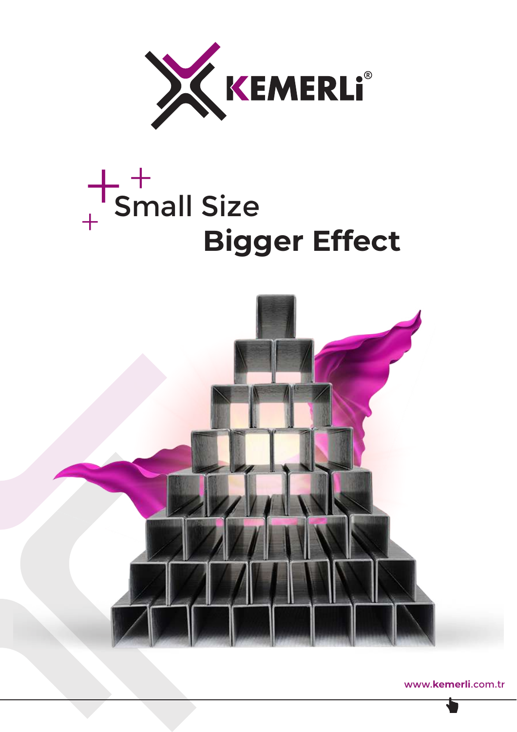KEMERLİ®

# Small Size
# Bigger Effect

www.kemerli.com.tr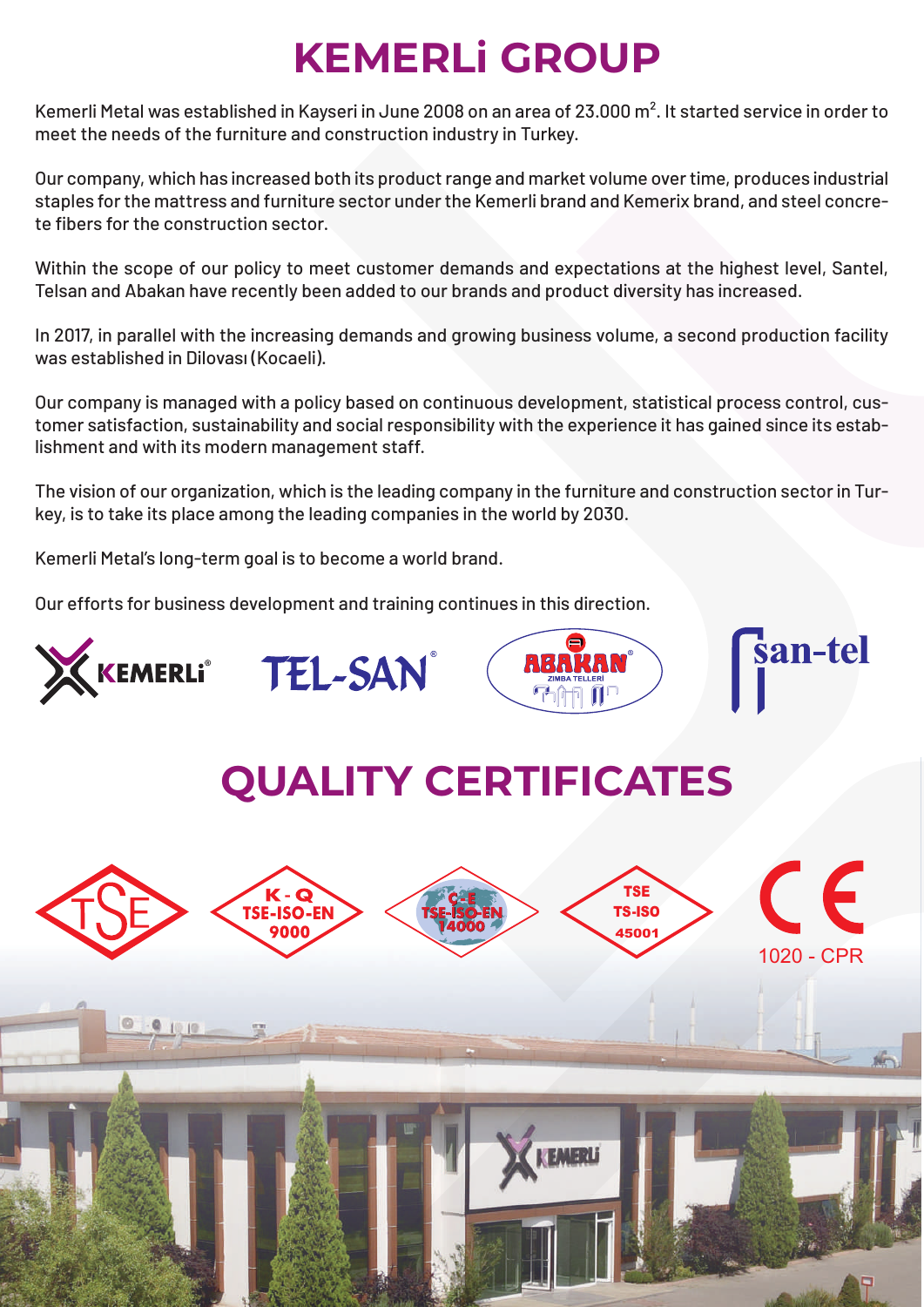# KEMERLİ GROUP

Kemerli Metal was established in Kayseri in June 2008 on an area of 23.000 $m^2$. It started service in order to meet the needs of the furniture and construction industry in Turkey.

Our company, which has increased both its product range and market volume over time, produces industrial staples for the mattress and furniture sector under the Kemerli brand and Kemerix brand, and steel concrete fibers for the construction sector.

Within the scope of our policy to meet customer demands and expectations at the highest level, Santel, Telsan and Abakan have recently been added to our brands and product diversity has increased.

In 2017, in parallel with the increasing demands and growing business volume, a second production facility was established in Dilovası (Kocaeli).

Our company is managed with a policy based on continuous development, statistical process control, customer satisfaction, sustainability and social responsibility with the experience it has gained since its establishment and with its modern management staff.

The vision of our organization, which is the leading company in the furniture and construction sector in Turkey, is to take its place among the leading companies in the world by 2030.

Kemerli Metal's long-term goal is to become a world brand.

Our efforts for business development and training continues in this direction.

KEMERLİ® TEL-SAN® ABAKAN® ZIMBA TELLERİ san-tel

# QUALITY CERTIFICATES

TSE

K - Q TSE-ISO-EN 9000

Ç-E TSE-ISO-EN 14000

TSE TS-ISO 45001

CE 1020 - CPR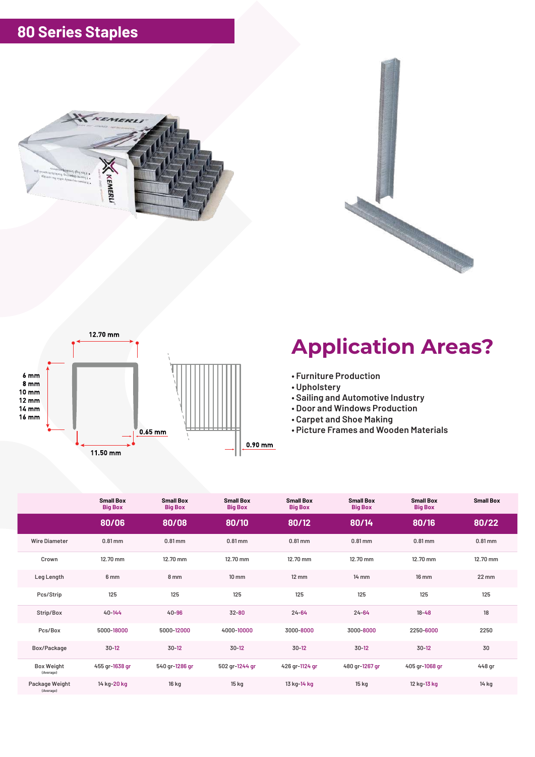# 80 Series Staples

12.70 mm

6 mm
8 mm
10 mm
12 mm
14 mm
16 mm

0.65 mm

11.50 mm

0.90 mm

## Application Areas?

- Furniture Production
- Upholstery
- Sailing and Automotive Industry
- Door and Windows Production
- Carpet and Shoe Making
- Picture Frames and Wooden Materials

| | Small Box Big Box | Small Box Big Box | Small Box Big Box | Small Box Big Box | Small Box Big Box | Small Box Big Box | Small Box |
|---|---|---|---|---|---|---|---|
| | **80/06** | **80/08** | **80/10** | **80/12** | **80/14** | **80/16** | **80/22** |
| Wire Diameter | 0.81 mm | 0.81 mm | 0.81 mm | 0.81 mm | 0.81 mm | 0.81 mm | 0.81 mm |
| Crown | 12.70 mm | 12.70 mm | 12.70 mm | 12.70 mm | 12.70 mm | 12.70 mm | 12.70 mm |
| Leg Length | 6 mm | 8 mm | 10 mm | 12 mm | 14 mm | 16 mm | 22 mm |
| Pcs/Strip | 125 | 125 | 125 | 125 | 125 | 125 | 125 |
| Strip/Box | 40-144 | 40-96 | 32-80 | 24-64 | 24-64 | 18-48 | 18 |
| Pcs/Box | 5000-18000 | 5000-12000 | 4000-10000 | 3000-8000 | 3000-8000 | 2250-6000 | 2250 |
| Box/Package | 30-12 | 30-12 | 30-12 | 30-12 | 30-12 | 30-12 | 30 |
| Box Weight (Average) | 455 gr-1638 gr | 540 gr-1286 gr | 502 gr-1244 gr | 426 gr-1124 gr | 480 gr-1267 gr | 405 gr-1068 gr | 448 gr |
| Package Weight (Average) | 14 kg-20 kg | 16 kg | 15 kg | 13 kg-14 kg | 15 kg | 12 kg-13 kg | 14 kg |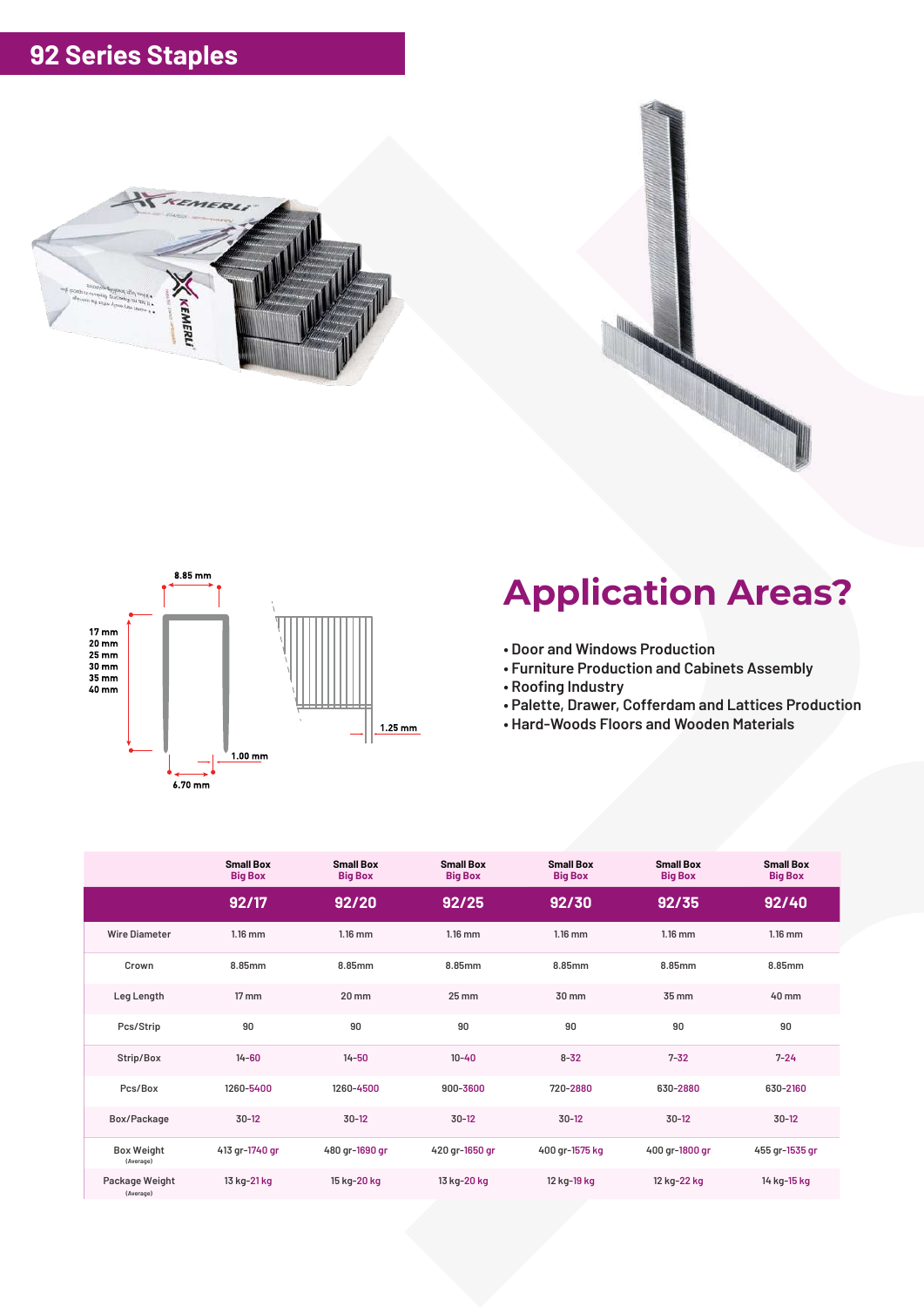# 92 Series Staples

8.85 mm

17 mm
20 mm
25 mm
30 mm
35 mm
40 mm

1.00 mm

6.70 mm

1.25 mm

## Application Areas?

- Door and Windows Production
- Furniture Production and Cabinets Assembly
- Roofing Industry
- Palette, Drawer, Cofferdam and Lattices Production
- Hard-Woods Floors and Wooden Materials

| | Small Box Big Box | Small Box Big Box | Small Box Big Box | Small Box Big Box | Small Box Big Box | Small Box Big Box |
|---|---|---|---|---|---|---|
| | **92/17** | **92/20** | **92/25** | **92/30** | **92/35** | **92/40** |
| Wire Diameter | 1.16 mm | 1.16 mm | 1.16 mm | 1.16 mm | 1.16 mm | 1.16 mm |
| Crown | 8.85mm | 8.85mm | 8.85mm | 8.85mm | 8.85mm | 8.85mm |
| Leg Length | 17 mm | 20 mm | 25 mm | 30 mm | 35 mm | 40 mm |
| Pcs/Strip | 90 | 90 | 90 | 90 | 90 | 90 |
| Strip/Box | 14-60 | 14-50 | 10-40 | 8-32 | 7-32 | 7-24 |
| Pcs/Box | 1260-5400 | 1260-4500 | 900-3600 | 720-2880 | 630-2880 | 630-2160 |
| Box/Package | 30-12 | 30-12 | 30-12 | 30-12 | 30-12 | 30-12 |
| Box Weight (Average) | 413 gr-1740 gr | 480 gr-1690 gr | 420 gr-1650 gr | 400 gr-1575 kg | 400 gr-1800 gr | 455 gr-1535 gr |
| Package Weight (Average) | 13 kg-21 kg | 15 kg-20 kg | 13 kg-20 kg | 12 kg-19 kg | 12 kg-22 kg | 14 kg-15 kg |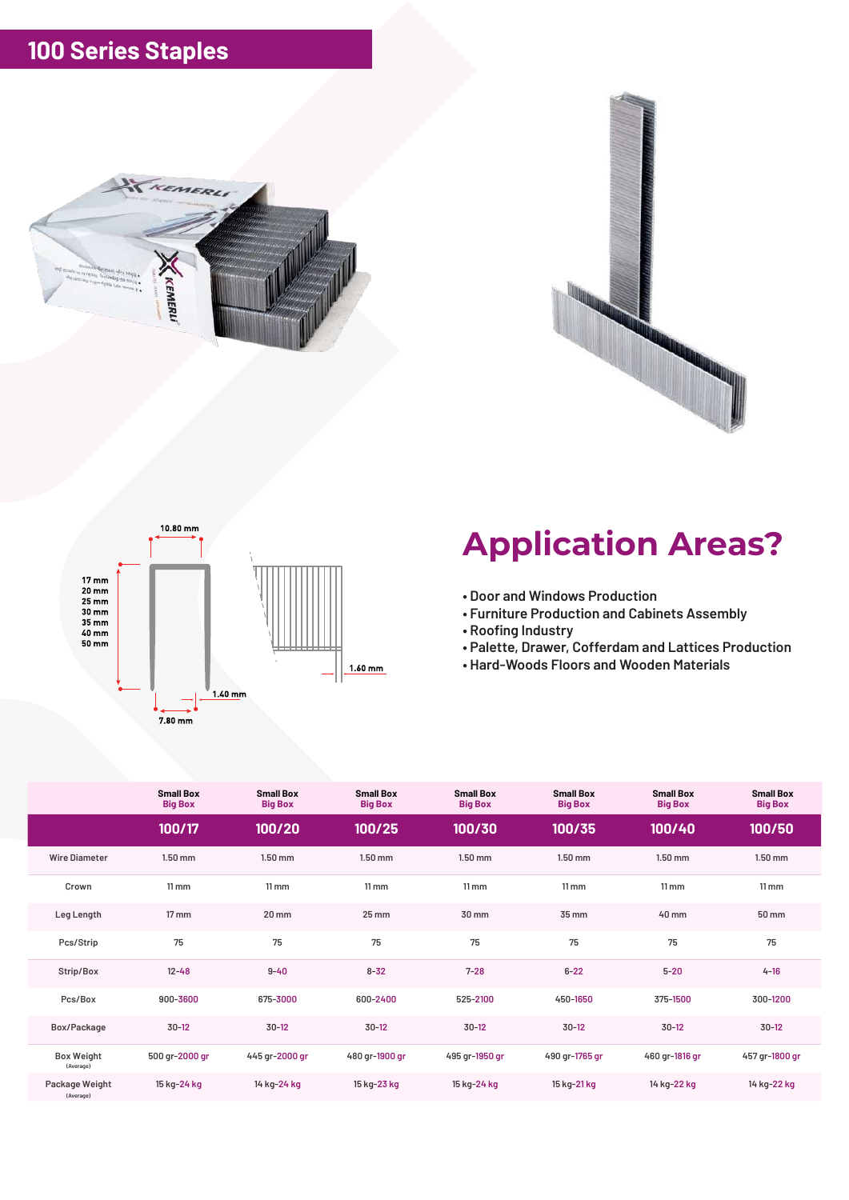# 100 Series Staples

10.80 mm

17 mm
20 mm
25 mm
30 mm
35 mm
40 mm
50 mm

1.40 mm

7.80 mm

1.60 mm

## Application Areas?

- Door and Windows Production
- Furniture Production and Cabinets Assembly
- Roofing Industry
- Palette, Drawer, Cofferdam and Lattices Production
- Hard-Woods Floors and Wooden Materials

| | Small Box Big Box | Small Box Big Box | Small Box Big Box | Small Box Big Box | Small Box Big Box | Small Box Big Box | Small Box Big Box |
|---|---|---|---|---|---|---|---|
| | **100/17** | **100/20** | **100/25** | **100/30** | **100/35** | **100/40** | **100/50** |
| Wire Diameter | 1.50 mm | 1.50 mm | 1.50 mm | 1.50 mm | 1.50 mm | 1.50 mm | 1.50 mm |
| Crown | 11 mm | 11 mm | 11 mm | 11 mm | 11 mm | 11 mm | 11 mm |
| Leg Length | 17 mm | 20 mm | 25 mm | 30 mm | 35 mm | 40 mm | 50 mm |
| Pcs/Strip | 75 | 75 | 75 | 75 | 75 | 75 | 75 |
| Strip/Box | 12-48 | 9-40 | 8-32 | 7-28 | 6-22 | 5-20 | 4-16 |
| Pcs/Box | 900-3600 | 675-3000 | 600-2400 | 525-2100 | 450-1650 | 375-1500 | 300-1200 |
| Box/Package | 30-12 | 30-12 | 30-12 | 30-12 | 30-12 | 30-12 | 30-12 |
| Box Weight (Average) | 500 gr-2000 gr | 445 gr-2000 gr | 480 gr-1900 gr | 495 gr-1950 gr | 490 gr-1765 gr | 460 gr-1816 gr | 457 gr-1800 gr |
| Package Weight (Average) | 15 kg-24 kg | 14 kg-24 kg | 15 kg-23 kg | 15 kg-24 kg | 15 kg-21 kg | 14 kg-22 kg | 14 kg-22 kg |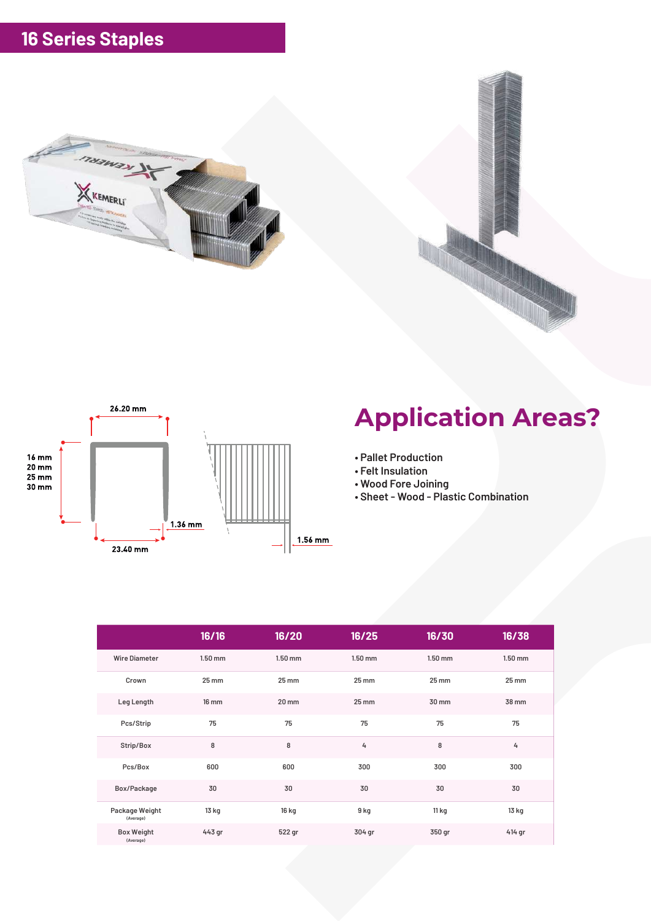# 16 Series Staples

26.20 mm

16 mm
20 mm
25 mm
30 mm

1.36 mm

23.40 mm

1.56 mm

## Application Areas?

- Pallet Production
- Felt Insulation
- Wood Fore Joining
- Sheet - Wood - Plastic Combination

| | 16/16 | 16/20 | 16/25 | 16/30 | 16/38 |
|---|---|---|---|---|---|
| Wire Diameter | 1.50 mm | 1.50 mm | 1.50 mm | 1.50 mm | 1.50 mm |
| Crown | 25 mm | 25 mm | 25 mm | 25 mm | 25 mm |
| Leg Length | 16 mm | 20 mm | 25 mm | 30 mm | 38 mm |
| Pcs/Strip | 75 | 75 | 75 | 75 | 75 |
| Strip/Box | 8 | 8 | 4 | 8 | 4 |
| Pcs/Box | 600 | 600 | 300 | 300 | 300 |
| Box/Package | 30 | 30 | 30 | 30 | 30 |
| Package Weight (Average) | 13 kg | 16 kg | 9 kg | 11 kg | 13 kg |
| Box Weight (Average) | 443 gr | 522 gr | 304 gr | 350 gr | 414 gr |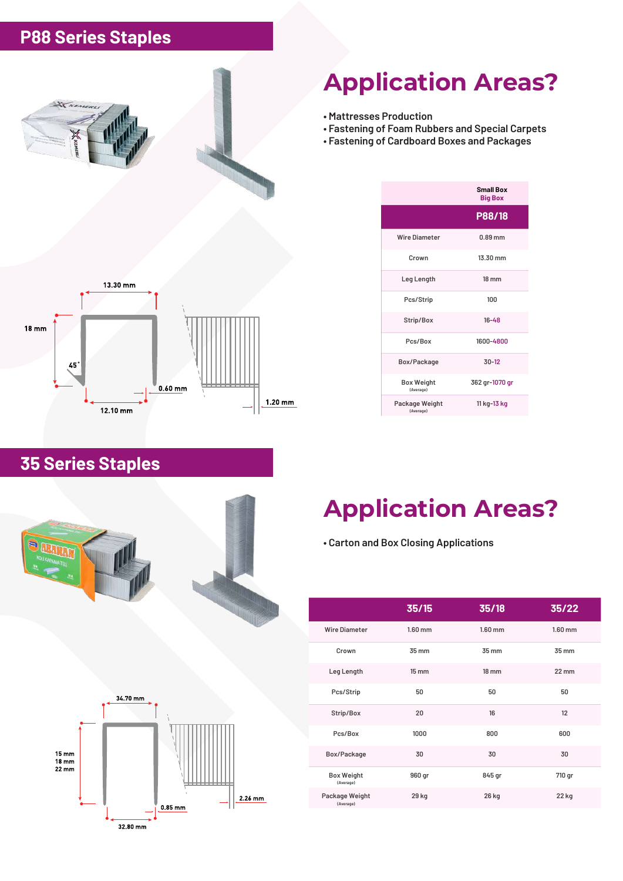## P88 Series Staples

13.30 mm

18 mm

45˚

0.60 mm

12.10 mm

1.20 mm

# Application Areas?

- Mattresses Production
- Fastening of Foam Rubbers and Special Carpets
- Fastening of Cardboard Boxes and Packages

| | Small Box<br>Big Box |
|---|---|
| | **P88/18** |
| Wire Diameter | 0.89 mm |
| Crown | 13.30 mm |
| Leg Length | 18 mm |
| Pcs/Strip | 100 |
| Strip/Box | 16-48 |
| Pcs/Box | 1600-4800 |
| Box/Package | 30-12 |
| Box Weight (Average) | 362 gr-1070 gr |
| Package Weight (Average) | 11 kg-13 kg |

## 35 Series Staples

34.70 mm

15 mm
18 mm
22 mm

2.26 mm

0.85 mm

32.80 mm

# Application Areas?

- Carton and Box Closing Applications

| | 35/15 | 35/18 | 35/22 |
|---|---|---|---|
| Wire Diameter | 1.60 mm | 1.60 mm | 1.60 mm |
| Crown | 35 mm | 35 mm | 35 mm |
| Leg Length | 15 mm | 18 mm | 22 mm |
| Pcs/Strip | 50 | 50 | 50 |
| Strip/Box | 20 | 16 | 12 |
| Pcs/Box | 1000 | 800 | 600 |
| Box/Package | 30 | 30 | 30 |
| Box Weight (Average) | 960 gr | 845 gr | 710 gr |
| Package Weight (Average) | 29 kg | 26 kg | 22 kg |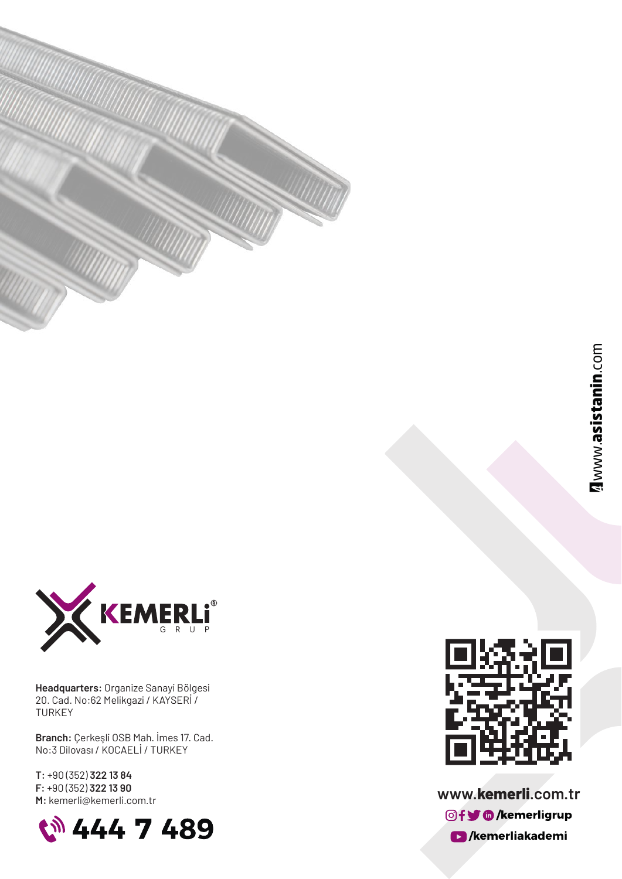KEMERLİ®
G R U P

**Headquarters:** Organize Sanayi Bölgesi 20. Cad. No:62 Melikgazi / KAYSERİ / TURKEY

**Branch:** Çerkeşli OSB Mah. İmes 17. Cad. No:3 Dilovası / KOCAELİ / TURKEY

**T:** +90 (352) **322 13 84**
**F:** +90 (352) **322 13 90**
**M:** kemerli@kemerli.com.tr

**444 7 489**

www.**kemerli**.com.tr
**/kemerligrup**
**/kemerliakademi**

www.**asistanin**.com